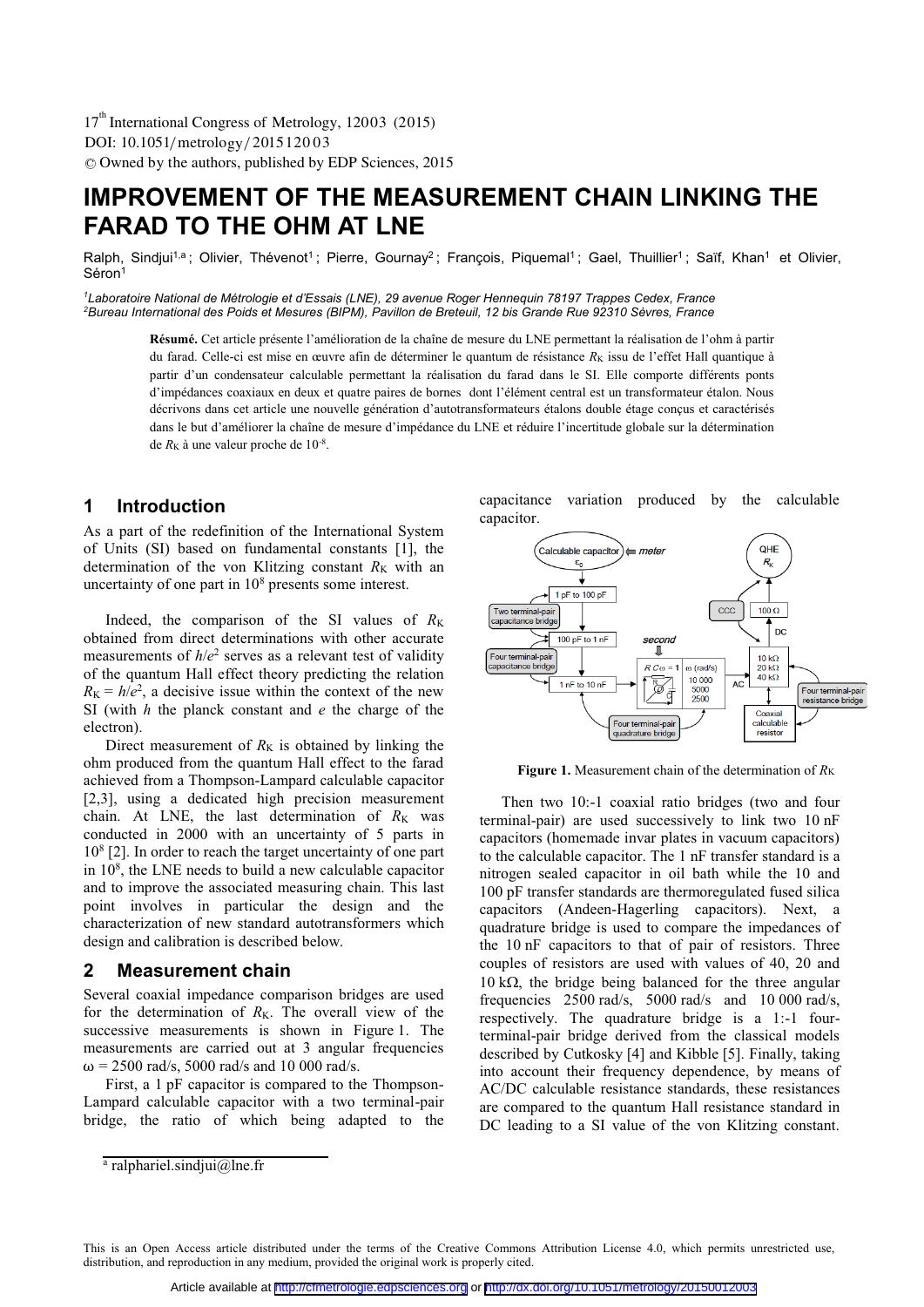17th International Congress of Metrology, 12003 (2015)
DOI: 10.1051/metrology/201512003
© Owned by the authors, published by EDP Sciences, 2015

# IMPROVEMENT OF THE MEASUREMENT CHAIN LINKING THE FARAD TO THE OHM AT LNE

Ralph, Sindjui[1,a] ; Olivier, Thévenot[1] ; Pierre, Gournay[2] ; François, Piquemal[1] ; Gael, Thuillier[1] ; Saïf, Khan[1] et Olivier, Séron[1]

[1]*Laboratoire National de Métrologie et d'Essais (LNE), 29 avenue Roger Hennequin 78197 Trappes Cedex, France*
[2]*Bureau International des Poids et Mesures (BIPM), Pavillon de Breteuil, 12 bis Grande Rue 92310 Sèvres, France*

**Résumé.** Cet article présente l'amélioration de la chaîne de mesure du LNE permettant la réalisation de l'ohm à partir du farad. Celle-ci est mise en œuvre afin de déterminer le quantum de résistance $R_K$ issu de l'effet Hall quantique à partir d'un condensateur calculable permettant la réalisation du farad dans le SI. Elle comporte différents ponts d'impédances coaxiaux en deux et quatre paires de bornes dont l'élément central est un transformateur étalon. Nous décrivons dans cet article une nouvelle génération d'autotransformateurs étalons double étage conçus et caractérisés dans le but d'améliorer la chaîne de mesure d'impédance du LNE et réduire l'incertitude globale sur la détermination de $R_K$ à une valeur proche de $10^{-8}$.

## 1 Introduction

As a part of the redefinition of the International System of Units (SI) based on fundamental constants [1], the determination of the von Klitzing constant $R_K$ with an uncertainty of one part in $10^8$ presents some interest.

Indeed, the comparison of the SI values of $R_K$ obtained from direct determinations with other accurate measurements of $h/e^2$ serves as a relevant test of validity of the quantum Hall effect theory predicting the relation $R_K = h/e^2$, a decisive issue within the context of the new SI (with $h$ the planck constant and $e$ the charge of the electron).

Direct measurement of $R_K$ is obtained by linking the ohm produced from the quantum Hall effect to the farad achieved from a Thompson-Lampard calculable capacitor [2,3], using a dedicated high precision measurement chain. At LNE, the last determination of $R_K$ was conducted in 2000 with an uncertainty of 5 parts in $10^8$ [2]. In order to reach the target uncertainty of one part in $10^8$, the LNE needs to build a new calculable capacitor and to improve the associated measuring chain. This last point involves in particular the design and the characterization of new standard autotransformers which design and calibration is described below.

## 2 Measurement chain

Several coaxial impedance comparison bridges are used for the determination of $R_K$. The overall view of the successive measurements is shown in Figure 1. The measurements are carried out at 3 angular frequencies $\omega$ = 2500 rad/s, 5000 rad/s and 10 000 rad/s.

First, a 1 pF capacitor is compared to the Thompson-Lampard calculable capacitor with a two terminal-pair bridge, the ratio of which being adapted to the capacitance variation produced by the calculable capacitor.

**Figure 1.** Measurement chain of the determination of $R_K$

Then two 10:-1 coaxial ratio bridges (two and four terminal-pair) are used successively to link two 10 nF capacitors (homemade invar plates in vacuum capacitors) to the calculable capacitor. The 1 nF transfer standard is a nitrogen sealed capacitor in oil bath while the 10 and 100 pF transfer standards are thermoregulated fused silica capacitors (Andeen-Hagerling capacitors). Next, a quadrature bridge is used to compare the impedances of the 10 nF capacitors to that of pair of resistors. Three couples of resistors are used with values of 40, 20 and 10 kΩ, the bridge being balanced for the three angular frequencies 2500 rad/s, 5000 rad/s and 10 000 rad/s, respectively. The quadrature bridge is a 1:-1 four-terminal-pair bridge derived from the classical models described by Cutkosky [4] and Kibble [5]. Finally, taking into account their frequency dependence, by means of AC/DC calculable resistance standards, these resistances are compared to the quantum Hall resistance standard in DC leading to a SI value of the von Klitzing constant.

[a] ralphariel.sindjui@lne.fr

This is an Open Access article distributed under the terms of the Creative Commons Attribution License 4.0, which permits unrestricted use, distribution, and reproduction in any medium, provided the original work is properly cited.

Article available at http://cfmetrologie.edpsciences.org or http://dx.doi.org/10.1051/metrology/201512003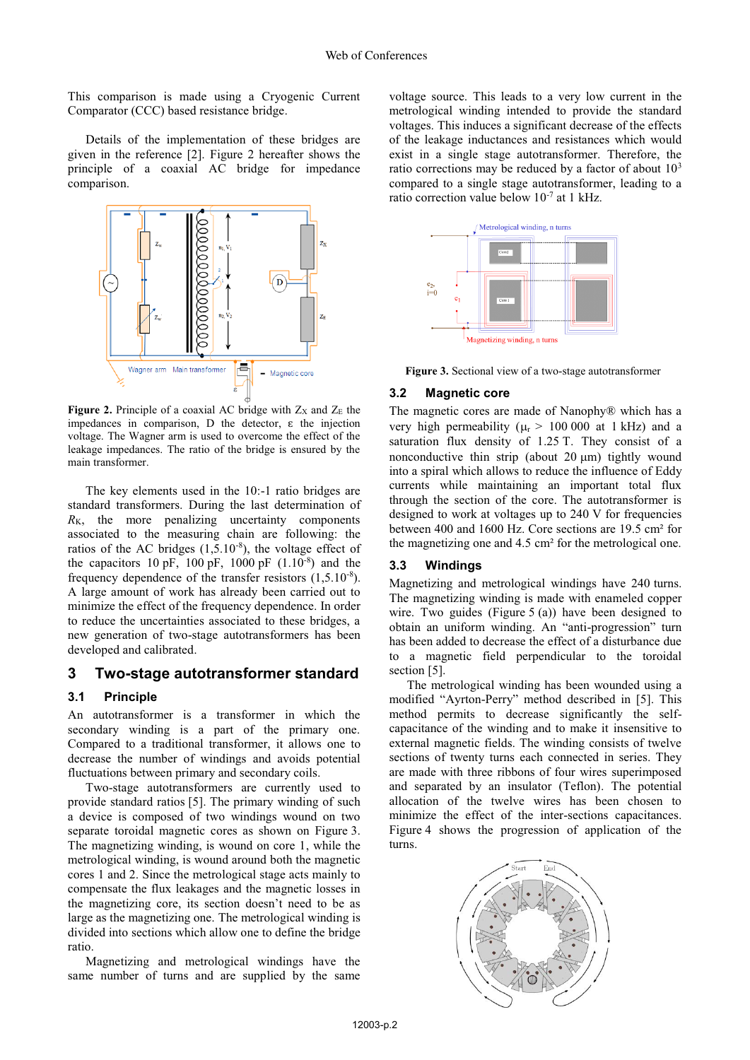This comparison is made using a Cryogenic Current Comparator (CCC) based resistance bridge.

Details of the implementation of these bridges are given in the reference [2]. Figure 2 hereafter shows the principle of a coaxial AC bridge for impedance comparison.

**Figure 2.** Principle of a coaxial AC bridge with $Z_X$ and $Z_E$ the impedances in comparison, D the detector, ε the injection voltage. The Wagner arm is used to overcome the effect of the leakage impedances. The ratio of the bridge is ensured by the main transformer.

The key elements used in the 10:-1 ratio bridges are standard transformers. During the last determination of $R_K$, the more penalizing uncertainty components associated to the measuring chain are following: the ratios of the AC bridges ($1{,}5.10^{-8}$), the voltage effect of the capacitors 10 pF, 100 pF, 1000 pF ($1.10^{-8}$) and the frequency dependence of the transfer resistors ($1{,}5.10^{-8}$). A large amount of work has already been carried out to minimize the effect of the frequency dependence. In order to reduce the uncertainties associated to these bridges, a new generation of two-stage autotransformers has been developed and calibrated.

## 3 Two-stage autotransformer standard

### 3.1 Principle

An autotransformer is a transformer in which the secondary winding is a part of the primary one. Compared to a traditional transformer, it allows one to decrease the number of windings and avoids potential fluctuations between primary and secondary coils.

Two-stage autotransformers are currently used to provide standard ratios [5]. The primary winding of such a device is composed of two windings wound on two separate toroidal magnetic cores as shown on Figure 3. The magnetizing winding, is wound on core 1, while the metrological winding, is wound around both the magnetic cores 1 and 2. Since the metrological stage acts mainly to compensate the flux leakages and the magnetic losses in the magnetizing core, its section doesn't need to be as large as the magnetizing one. The metrological winding is divided into sections which allow one to define the bridge ratio.

Magnetizing and metrological windings have the same number of turns and are supplied by the same voltage source. This leads to a very low current in the metrological winding intended to provide the standard voltages. This induces a significant decrease of the effects of the leakage inductances and resistances which would exist in a single stage autotransformer. Therefore, the ratio corrections may be reduced by a factor of about $10^3$ compared to a single stage autotransformer, leading to a ratio correction value below $10^{-7}$ at 1 kHz.

**Figure 3.** Sectional view of a two-stage autotransformer

### 3.2 Magnetic core

The magnetic cores are made of Nanophy® which has a very high permeability ($\mu_r$ > 100 000 at 1 kHz) and a saturation flux density of 1.25 T. They consist of a nonconductive thin strip (about 20 μm) tightly wound into a spiral which allows to reduce the influence of Eddy currents while maintaining an important total flux through the section of the core. The autotransformer is designed to work at voltages up to 240 V for frequencies between 400 and 1600 Hz. Core sections are 19.5 cm² for the magnetizing one and 4.5 cm² for the metrological one.

### 3.3 Windings

Magnetizing and metrological windings have 240 turns. The magnetizing winding is made with enameled copper wire. Two guides (Figure 5 (a)) have been designed to obtain an uniform winding. An "anti-progression" turn has been added to decrease the effect of a disturbance due to a magnetic field perpendicular to the toroidal section [5].

The metrological winding has been wounded using a modified "Ayrton-Perry" method described in [5]. This method permits to decrease significantly the self-capacitance of the winding and to make it insensitive to external magnetic fields. The winding consists of twelve sections of twenty turns each connected in series. They are made with three ribbons of four wires superimposed and separated by an insulator (Teflon). The potential allocation of the twelve wires has been chosen to minimize the effect of the inter-sections capacitances. Figure 4 shows the progression of application of the turns.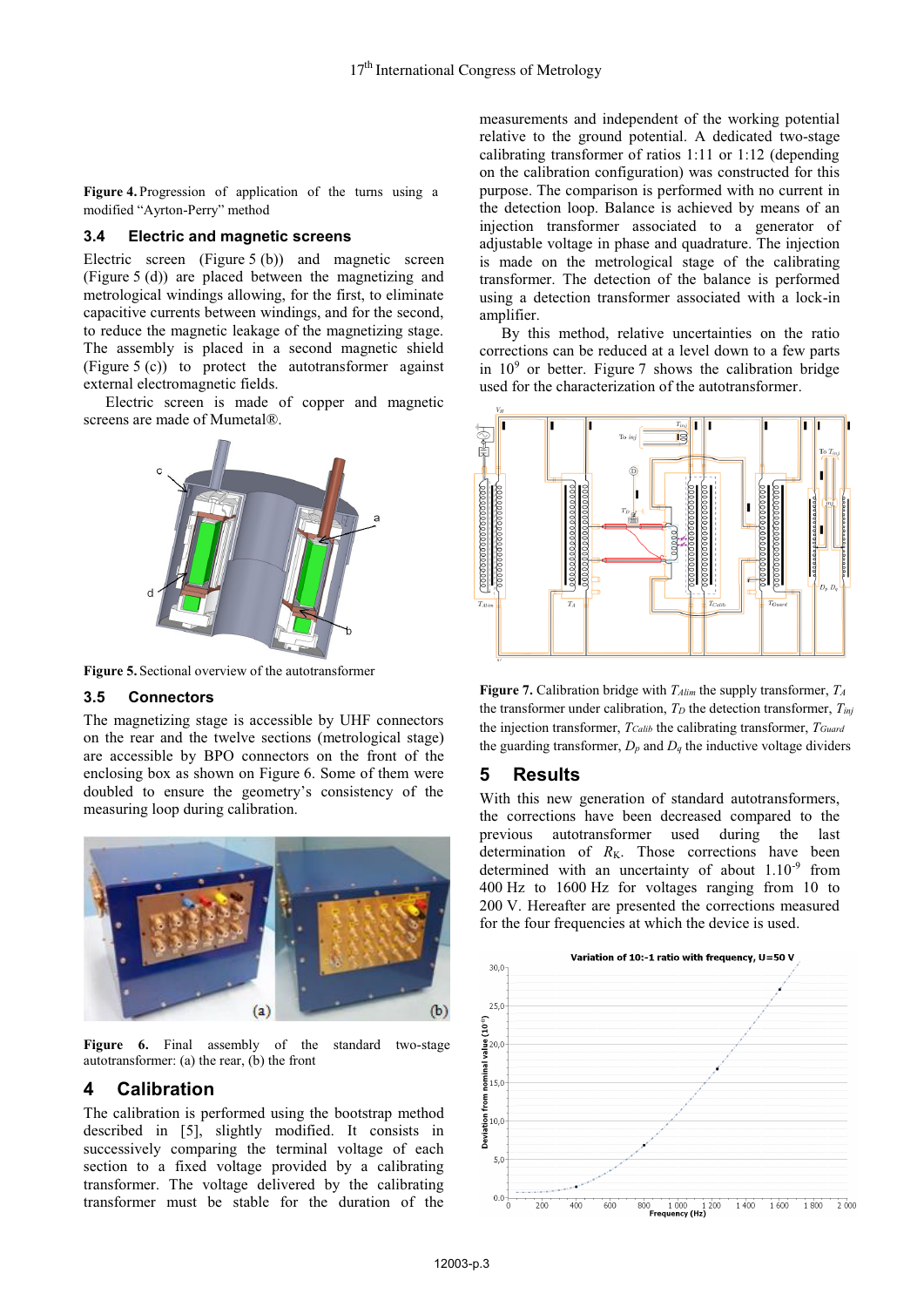**Figure 4.** Progression of application of the turns using a modified "Ayrton-Perry" method

### 3.4 Electric and magnetic screens

Electric screen (Figure 5 (b)) and magnetic screen (Figure 5 (d)) are placed between the magnetizing and metrological windings allowing, for the first, to eliminate capacitive currents between windings, and for the second, to reduce the magnetic leakage of the magnetizing stage. The assembly is placed in a second magnetic shield (Figure 5 (c)) to protect the autotransformer against external electromagnetic fields.

Electric screen is made of copper and magnetic screens are made of Mumetal®.

**Figure 5.** Sectional overview of the autotransformer

### 3.5 Connectors

The magnetizing stage is accessible by UHF connectors on the rear and the twelve sections (metrological stage) are accessible by BPO connectors on the front of the enclosing box as shown on Figure 6. Some of them were doubled to ensure the geometry's consistency of the measuring loop during calibration.

**Figure 6.** Final assembly of the standard two-stage autotransformer: (a) the rear, (b) the front

## 4 Calibration

The calibration is performed using the bootstrap method described in [5], slightly modified. It consists in successively comparing the terminal voltage of each section to a fixed voltage provided by a calibrating transformer. The voltage delivered by the calibrating transformer must be stable for the duration of the measurements and independent of the working potential relative to the ground potential. A dedicated two-stage calibrating transformer of ratios 1:11 or 1:12 (depending on the calibration configuration) was constructed for this purpose. The comparison is performed with no current in the detection loop. Balance is achieved by means of an injection transformer associated to a generator of adjustable voltage in phase and quadrature. The injection is made on the metrological stage of the calibrating transformer. The detection of the balance is performed using a detection transformer associated with a lock-in amplifier.

By this method, relative uncertainties on the ratio corrections can be reduced at a level down to a few parts in $10^9$ or better. Figure 7 shows the calibration bridge used for the characterization of the autotransformer.

**Figure 7.** Calibration bridge with $T_{Alim}$ the supply transformer, $T_A$ the transformer under calibration, $T_D$ the detection transformer, $T_{inj}$ the injection transformer, $T_{Calib}$ the calibrating transformer, $T_{Guard}$ the guarding transformer, $D_p$ and $D_q$ the inductive voltage dividers

## 5 Results

With this new generation of standard autotransformers, the corrections have been decreased compared to the previous autotransformer used during the last determination of $R_K$. Those corrections have been determined with an uncertainty of about $1.10^{-9}$ from 400 Hz to 1600 Hz for voltages ranging from 10 to 200 V. Hereafter are presented the corrections measured for the four frequencies at which the device is used.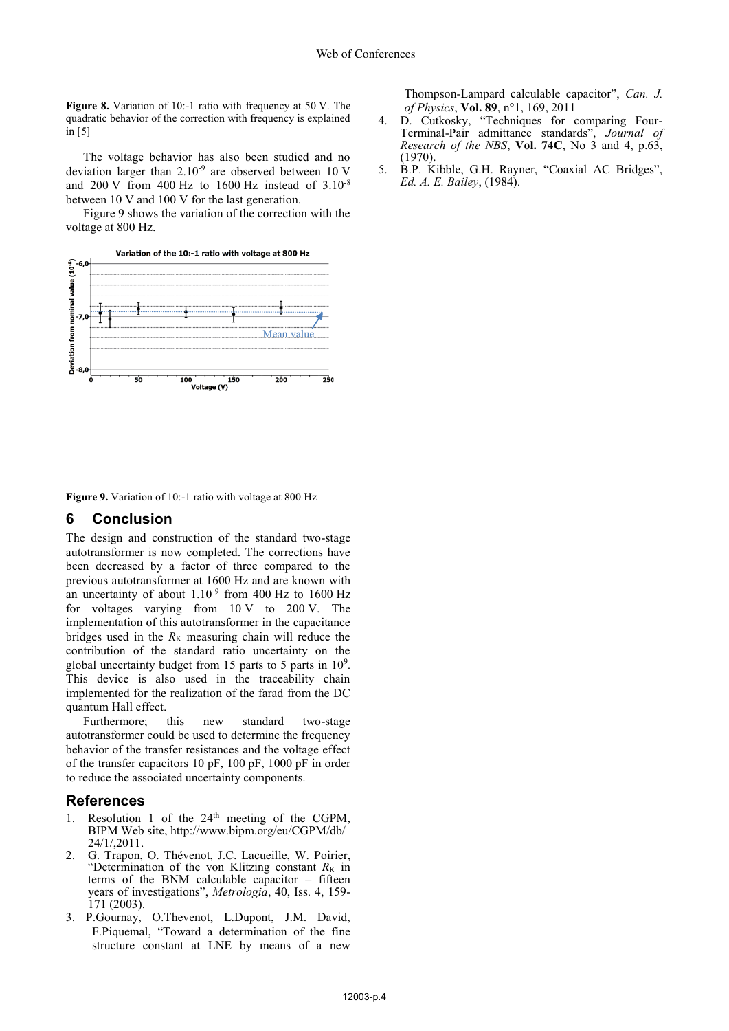**Figure 8.** Variation of 10:-1 ratio with frequency at 50 V. The quadratic behavior of the correction with frequency is explained in [5]

The voltage behavior has also been studied and no deviation larger than $2.10^{-9}$ are observed between 10 V and 200 V from 400 Hz to 1600 Hz instead of $3.10^{-8}$ between 10 V and 100 V for the last generation.

Figure 9 shows the variation of the correction with the voltage at 800 Hz.

Variation of the 10:-1 ratio with voltage at 800 Hz

Deviation from nominal value ($10^{-8}$)

-6,0

-7,0

-8,0

0

50

100

150

200

250

Voltage (V)

Mean value

**Figure 9.** Variation of 10:-1 ratio with voltage at 800 Hz

## 6 Conclusion

The design and construction of the standard two-stage autotransformer is now completed. The corrections have been decreased by a factor of three compared to the previous autotransformer at 1600 Hz and are known with an uncertainty of about $1.10^{-9}$ from 400 Hz to 1600 Hz for voltages varying from 10 V to 200 V. The implementation of this autotransformer in the capacitance bridges used in the $R_K$ measuring chain will reduce the contribution of the standard ratio uncertainty on the global uncertainty budget from 15 parts to 5 parts in $10^9$. This device is also used in the traceability chain implemented for the realization of the farad from the DC quantum Hall effect.

Furthermore; this new standard two-stage autotransformer could be used to determine the frequency behavior of the transfer resistances and the voltage effect of the transfer capacitors 10 pF, 100 pF, 1000 pF in order to reduce the associated uncertainty components.

## References

1. Resolution 1 of the 24th meeting of the CGPM, BIPM Web site, http://www.bipm.org/eu/CGPM/db/24/1/,2011.
2. G. Trapon, O. Thévenot, J.C. Lacueille, W. Poirier, "Determination of the von Klitzing constant $R_K$ in terms of the BNM calculable capacitor – fifteen years of investigations", *Metrologia*, 40, Iss. 4, 159-171 (2003).
3. P.Gournay, O.Thevenot, L.Dupont, J.M. David, F.Piquemal, "Toward a determination of the fine structure constant at LNE by means of a new Thompson-Lampard calculable capacitor", *Can. J. of Physics*, **Vol. 89**, n°1, 169, 2011
4. D. Cutkosky, "Techniques for comparing Four-Terminal-Pair admittance standards", *Journal of Research of the NBS*, **Vol. 74C**, No 3 and 4, p.63, (1970).
5. B.P. Kibble, G.H. Rayner, "Coaxial AC Bridges", *Ed. A. E. Bailey*, (1984).